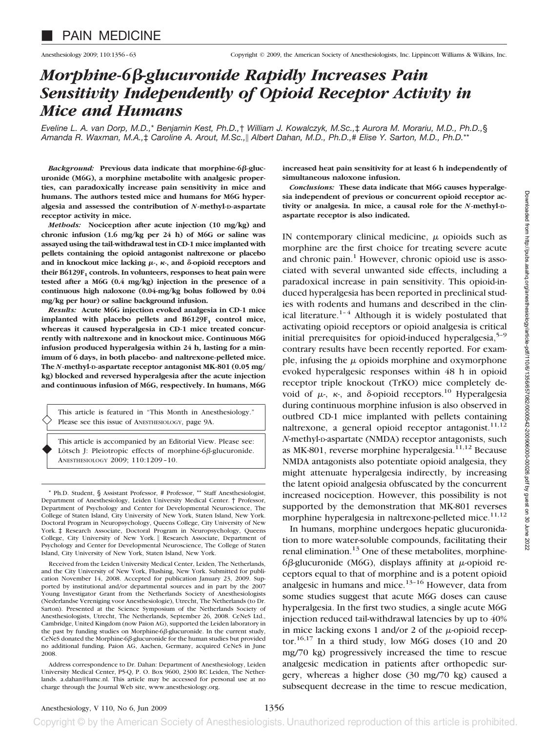■ PAIN MEDICINE

# *Morphine-6β-glucuronide Rapidly Increases Pain Sensitivity Independently of Opioid Receptor Activity in Mice and Humans*

*Eveline L. A. van Dorp, M.D.,\* Benjamin Kest, Ph.D.,† William J. Kowalczyk, M.Sc.,‡ Aurora M. Morariu, M.D., Ph.D.,§ Amanda R. Waxman, M.A.,‡ Caroline A. Arout, M.Sc.,‖ Albert Dahan, M.D., Ph.D.,# Elise Y. Sarton, M.D., Ph.D.\*\**

***Background:*** **Previous data indicate that morphine-6β-glucuronide (M6G), a morphine metabolite with analgesic properties, can paradoxically increase pain sensitivity in mice and humans. The authors tested mice and humans for M6G hyperalgesia and assessed the contribution of *N*-methyl-D-aspartate receptor activity in mice.**

***Methods:*** **Nociception after acute injection (10 mg/kg) and chronic infusion (1.6 mg/kg per 24 h) of M6G or saline was assayed using the tail-withdrawal test in CD-1 mice implanted with pellets containing the opioid antagonist naltrexone or placebo and in knockout mice lacking μ-, κ-, and δ-opioid receptors and their B6129F$_1$ controls. In volunteers, responses to heat pain were tested after a M6G (0.4 mg/kg) injection in the presence of a continuous high naloxone (0.04-mg/kg bolus followed by 0.04 mg/kg per hour) or saline background infusion.**

***Results:*** **Acute M6G injection evoked analgesia in CD-1 mice implanted with placebo pellets and B6129F$_1$ control mice, whereas it caused hyperalgesia in CD-1 mice treated concurrently with naltrexone and in knockout mice. Continuous M6G infusion produced hyperalgesia within 24 h, lasting for a minimum of 6 days, in both placebo- and naltrexone-pelleted mice. The *N*-methyl-D-aspartate receptor antagonist MK-801 (0.05 mg/kg) blocked and reversed hyperalgesia after the acute injection and continuous infusion of M6G, respectively. In humans, M6G increased heat pain sensitivity for at least 6 h independently of simultaneous naloxone infusion.**

***Conclusions:*** **These data indicate that M6G causes hyperalgesia independent of previous or concurrent opioid receptor activity or analgesia. In mice, a causal role for the *N*-methyl-D-aspartate receptor is also indicated.**

This article is featured in "This Month in Anesthesiology." Please see this issue of ANESTHESIOLOGY, page 9A.

This article is accompanied by an Editorial View. Please see: Lötsch J: Pleiotropic effects of morphine-6β-glucuronide. ANESTHESIOLOGY 2009; 110:1209–10.

\* Ph.D. Student, § Assistant Professor, # Professor, \*\* Staff Anesthesiologist, Department of Anesthesiology, Leiden University Medical Center. † Professor, Department of Psychology and Center for Developmental Neuroscience, The College of Staten Island, City University of New York, Staten Island, New York. Doctoral Program in Neuropsychology, Queens College, City University of New York. ‡ Research Associate, Doctoral Program in Neuropsychology, Queens College, City University of New York. ‖ Research Associate, Department of Psychology and Center for Developmental Neuroscience, The College of Staten Island, City University of New York, Staten Island, New York.

Received from the Leiden University Medical Center, Leiden, The Netherlands, and the City University of New York, Flushing, New York. Submitted for publication November 14, 2008. Accepted for publication January 23, 2009. Supported by institutional and/or departmental sources and in part by the 2007 Young Investigator Grant from the Netherlands Society of Anesthesiologists (Nederlandse Vereniging voor Anesthesiologie), Utrecht, The Netherlands (to Dr. Sarton). Presented at the Science Symposium of the Netherlands Society of Anesthesiologists, Utrecht, The Netherlands, September 26, 2008. CeNeS Ltd., Cambridge, United Kingdom (now Paion AG), supported the Leiden laboratory in the past by funding studies on Morphine-6β-glucuronide. In the current study, CeNeS donated the Morphine-6β-glucuronide for the human studies but provided no additional funding. Paion AG, Aachen, Germany, acquired CeNeS in June 2008.

Address correspondence to Dr. Dahan: Department of Anesthesiology, Leiden University Medical Center, P5-Q, P. O. Box 9600, 2300 RC Leiden, The Netherlands. a.dahan@lumc.nl. This article may be accessed for personal use at no charge through the Journal Web site, www.anesthesiology.org.

IN contemporary clinical medicine, μ opioids such as morphine are the first choice for treating severe acute and chronic pain.[1] However, chronic opioid use is associated with several unwanted side effects, including a paradoxical increase in pain sensitivity. This opioid-induced hyperalgesia has been reported in preclinical studies with rodents and humans and described in the clinical literature.[1–4] Although it is widely postulated that activating opioid receptors or opioid analgesia is critical initial prerequisites for opioid-induced hyperalgesia,[5–9] contrary results have been recently reported. For example, infusing the μ opioids morphine and oxymorphone evoked hyperalgesic responses within 48 h in opioid receptor triple knockout (TrKO) mice completely devoid of μ-, κ-, and δ-opioid receptors.[10] Hyperalgesia during continuous morphine infusion is also observed in outbred CD-1 mice implanted with pellets containing naltrexone, a general opioid receptor antagonist.[11,12] *N*-methyl-D-aspartate (NMDA) receptor antagonists, such as MK-801, reverse morphine hyperalgesia.[11,12] Because NMDA antagonists also potentiate opioid analgesia, they might attenuate hyperalgesia indirectly, by increasing the latent opioid analgesia obfuscated by the concurrent increased nociception. However, this possibility is not supported by the demonstration that MK-801 reverses morphine hyperalgesia in naltrexone-pelleted mice.[11,12]

In humans, morphine undergoes hepatic glucuronidation to more water-soluble compounds, facilitating their renal elimination.[13] One of these metabolites, morphine-6β-glucuronide (M6G), displays affinity at μ-opioid receptors equal to that of morphine and is a potent opioid analgesic in humans and mice.[13–16] However, data from some studies suggest that acute M6G doses can cause hyperalgesia. In the first two studies, a single acute M6G injection reduced tail-withdrawal latencies by up to 40% in mice lacking exons 1 and/or 2 of the μ-opioid receptor.[16,17] In a third study, low M6G doses (10 and 20 mg/70 kg) progressively increased the time to rescue analgesic medication in patients after orthopedic surgery, whereas a higher dose (30 mg/70 kg) caused a subsequent decrease in the time to rescue medication,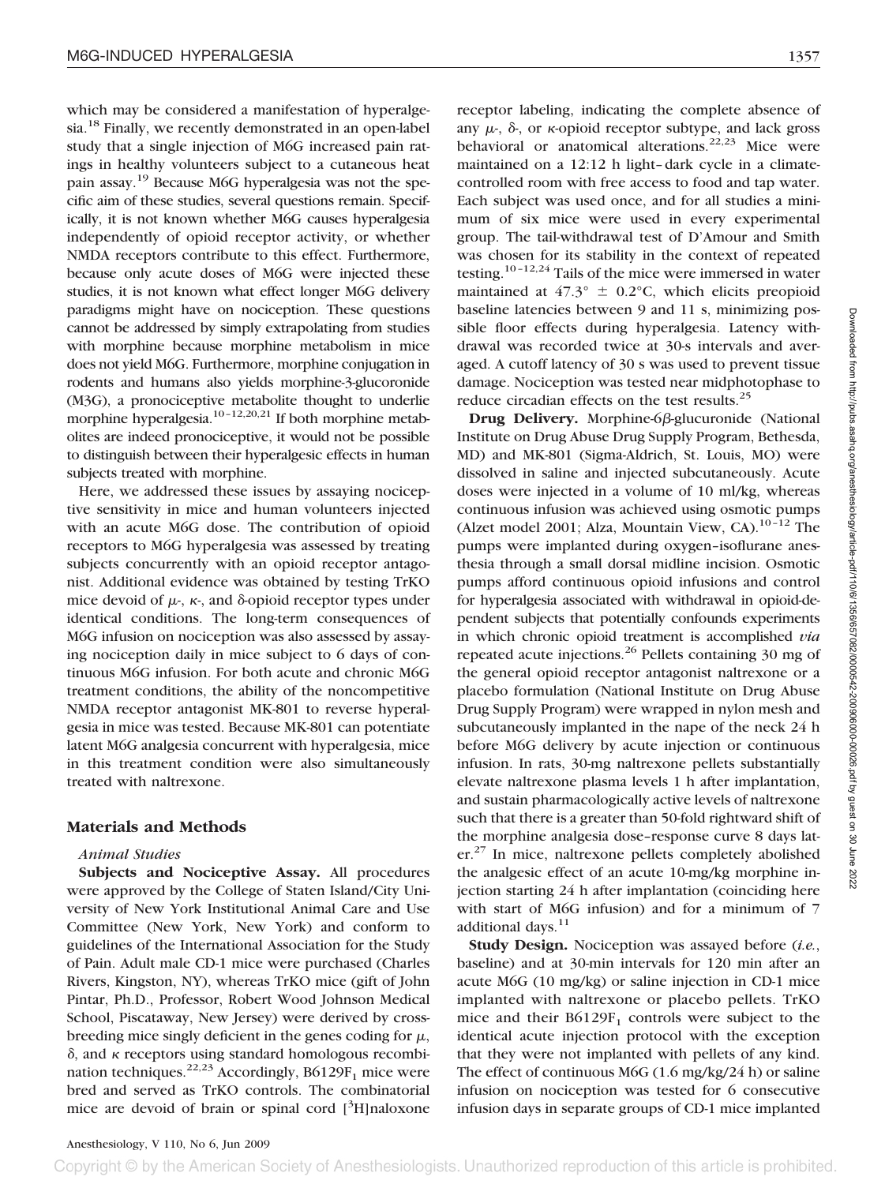which may be considered a manifestation of hyperalgesia.[18] Finally, we recently demonstrated in an open-label study that a single injection of M6G increased pain ratings in healthy volunteers subject to a cutaneous heat pain assay.[19] Because M6G hyperalgesia was not the specific aim of these studies, several questions remain. Specifically, it is not known whether M6G causes hyperalgesia independently of opioid receptor activity, or whether NMDA receptors contribute to this effect. Furthermore, because only acute doses of M6G were injected these studies, it is not known what effect longer M6G delivery paradigms might have on nociception. These questions cannot be addressed by simply extrapolating from studies with morphine because morphine metabolism in mice does not yield M6G. Furthermore, morphine conjugation in rodents and humans also yields morphine-3-glucoronide (M3G), a pronociceptive metabolite thought to underlie morphine hyperalgesia.[10–12,20,21] If both morphine metabolites are indeed pronociceptive, it would not be possible to distinguish between their hyperalgesic effects in human subjects treated with morphine.

Here, we addressed these issues by assaying nociceptive sensitivity in mice and human volunteers injected with an acute M6G dose. The contribution of opioid receptors to M6G hyperalgesia was assessed by treating subjects concurrently with an opioid receptor antagonist. Additional evidence was obtained by testing TrKO mice devoid of $\mu$-, $\kappa$-, and $\delta$-opioid receptor types under identical conditions. The long-term consequences of M6G infusion on nociception was also assessed by assaying nociception daily in mice subject to 6 days of continuous M6G infusion. For both acute and chronic M6G treatment conditions, the ability of the noncompetitive NMDA receptor antagonist MK-801 to reverse hyperalgesia in mice was tested. Because MK-801 can potentiate latent M6G analgesia concurrent with hyperalgesia, mice in this treatment condition were also simultaneously treated with naltrexone.

## Materials and Methods

### *Animal Studies*

**Subjects and Nociceptive Assay.** All procedures were approved by the College of Staten Island/City University of New York Institutional Animal Care and Use Committee (New York, New York) and conform to guidelines of the International Association for the Study of Pain. Adult male CD-1 mice were purchased (Charles Rivers, Kingston, NY), whereas TrKO mice (gift of John Pintar, Ph.D., Professor, Robert Wood Johnson Medical School, Piscataway, New Jersey) were derived by crossbreeding mice singly deficient in the genes coding for $\mu$, $\delta$, and $\kappa$ receptors using standard homologous recombination techniques.[22,23] Accordingly, B6129F$_1$ mice were bred and served as TrKO controls. The combinatorial mice are devoid of brain or spinal cord [$^3$H]naloxone receptor labeling, indicating the complete absence of any $\mu$-, $\delta$-, or $\kappa$-opioid receptor subtype, and lack gross behavioral or anatomical alterations.[22,23] Mice were maintained on a 12:12 h light–dark cycle in a climate-controlled room with free access to food and tap water. Each subject was used once, and for all studies a minimum of six mice were used in every experimental group. The tail-withdrawal test of D'Amour and Smith was chosen for its stability in the context of repeated testing.[10–12,24] Tails of the mice were immersed in water maintained at $47.3° \pm 0.2°$C, which elicits preopioid baseline latencies between 9 and 11 s, minimizing possible floor effects during hyperalgesia. Latency withdrawal was recorded twice at 30-s intervals and averaged. A cutoff latency of 30 s was used to prevent tissue damage. Nociception was tested near midphotophase to reduce circadian effects on the test results.[25]

**Drug Delivery.** Morphine-6$\beta$-glucuronide (National Institute on Drug Abuse Drug Supply Program, Bethesda, MD) and MK-801 (Sigma-Aldrich, St. Louis, MO) were dissolved in saline and injected subcutaneously. Acute doses were injected in a volume of 10 ml/kg, whereas continuous infusion was achieved using osmotic pumps (Alzet model 2001; Alza, Mountain View, CA).[10–12] The pumps were implanted during oxygen–isoflurane anesthesia through a small dorsal midline incision. Osmotic pumps afford continuous opioid infusions and control for hyperalgesia associated with withdrawal in opioid-dependent subjects that potentially confounds experiments in which chronic opioid treatment is accomplished *via* repeated acute injections.[26] Pellets containing 30 mg of the general opioid receptor antagonist naltrexone or a placebo formulation (National Institute on Drug Abuse Drug Supply Program) were wrapped in nylon mesh and subcutaneously implanted in the nape of the neck 24 h before M6G delivery by acute injection or continuous infusion. In rats, 30-mg naltrexone pellets substantially elevate naltrexone plasma levels 1 h after implantation, and sustain pharmacologically active levels of naltrexone such that there is a greater than 50-fold rightward shift of the morphine analgesia dose–response curve 8 days later.[27] In mice, naltrexone pellets completely abolished the analgesic effect of an acute 10-mg/kg morphine injection starting 24 h after implantation (coinciding here with start of M6G infusion) and for a minimum of 7 additional days.[11]

**Study Design.** Nociception was assayed before (*i.e.*, baseline) and at 30-min intervals for 120 min after an acute M6G (10 mg/kg) or saline injection in CD-1 mice implanted with naltrexone or placebo pellets. TrKO mice and their B6129F$_1$ controls were subject to the identical acute injection protocol with the exception that they were not implanted with pellets of any kind. The effect of continuous M6G (1.6 mg/kg/24 h) or saline infusion on nociception was tested for 6 consecutive infusion days in separate groups of CD-1 mice implanted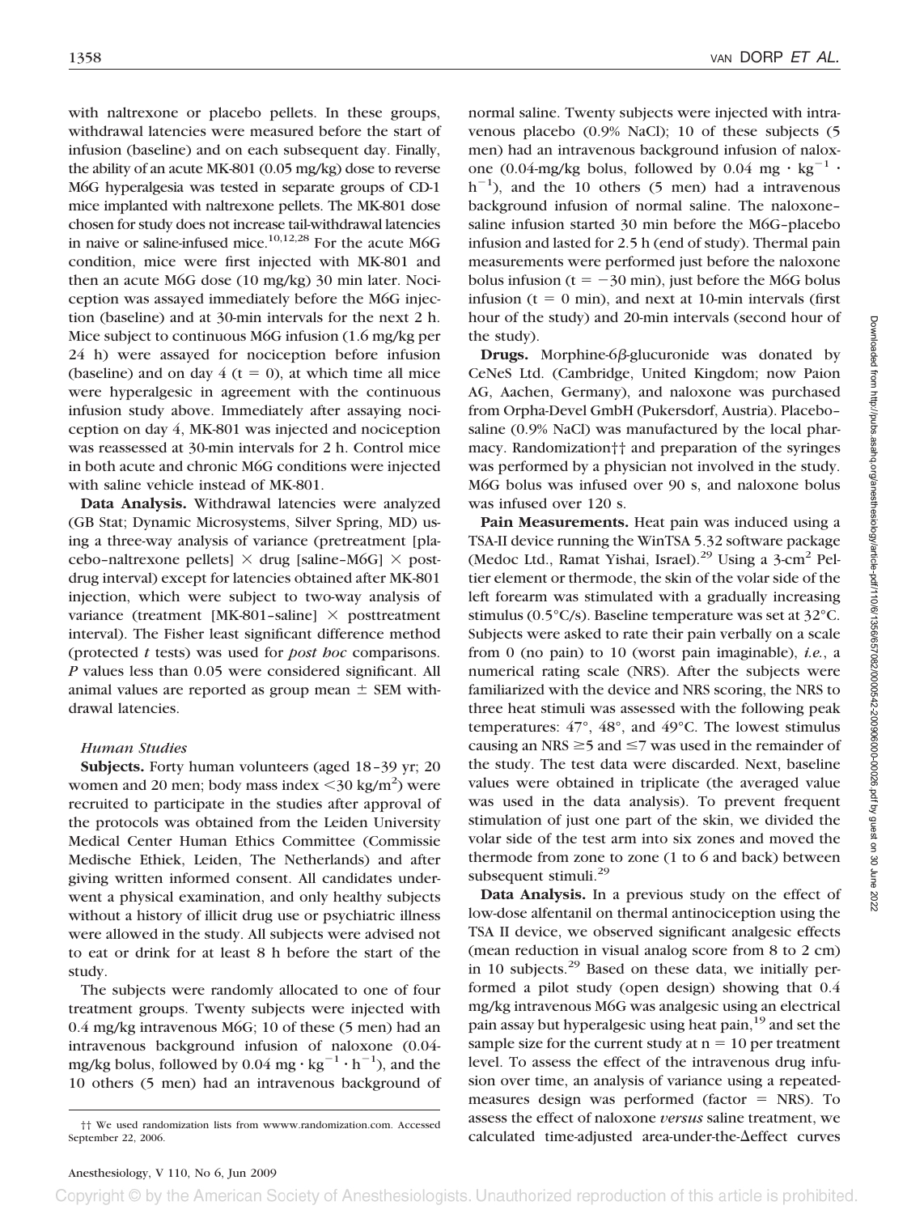with naltrexone or placebo pellets. In these groups, withdrawal latencies were measured before the start of infusion (baseline) and on each subsequent day. Finally, the ability of an acute MK-801 (0.05 mg/kg) dose to reverse M6G hyperalgesia was tested in separate groups of CD-1 mice implanted with naltrexone pellets. The MK-801 dose chosen for study does not increase tail-withdrawal latencies in naive or saline-infused mice.[10,12,28] For the acute M6G condition, mice were first injected with MK-801 and then an acute M6G dose (10 mg/kg) 30 min later. Nociception was assayed immediately before the M6G injection (baseline) and at 30-min intervals for the next 2 h. Mice subject to continuous M6G infusion (1.6 mg/kg per 24 h) were assayed for nociception before infusion (baseline) and on day 4 (t = 0), at which time all mice were hyperalgesic in agreement with the continuous infusion study above. Immediately after assaying nociception on day 4, MK-801 was injected and nociception was reassessed at 30-min intervals for 2 h. Control mice in both acute and chronic M6G conditions were injected with saline vehicle instead of MK-801.

**Data Analysis.** Withdrawal latencies were analyzed (GB Stat; Dynamic Microsystems, Silver Spring, MD) using a three-way analysis of variance (pretreatment [placebo–naltrexone pellets] × drug [saline–M6G] × postdrug interval) except for latencies obtained after MK-801 injection, which were subject to two-way analysis of variance (treatment [MK-801–saline] × posttreatment interval). The Fisher least significant difference method (protected *t* tests) was used for *post hoc* comparisons. *P* values less than 0.05 were considered significant. All animal values are reported as group mean ± SEM withdrawal latencies.

### *Human Studies*

**Subjects.** Forty human volunteers (aged 18–39 yr; 20 women and 20 men; body mass index $<30$ kg/m$^2$) were recruited to participate in the studies after approval of the protocols was obtained from the Leiden University Medical Center Human Ethics Committee (Commissie Medische Ethiek, Leiden, The Netherlands) and after giving written informed consent. All candidates underwent a physical examination, and only healthy subjects without a history of illicit drug use or psychiatric illness were allowed in the study. All subjects were advised not to eat or drink for at least 8 h before the start of the study.

The subjects were randomly allocated to one of four treatment groups. Twenty subjects were injected with 0.4 mg/kg intravenous M6G; 10 of these (5 men) had an intravenous background infusion of naloxone (0.04-mg/kg bolus, followed by 0.04 mg · kg$^{-1}$ · h$^{-1}$), and the 10 others (5 men) had an intravenous background of normal saline. Twenty subjects were injected with intravenous placebo (0.9% NaCl); 10 of these subjects (5 men) had an intravenous background infusion of naloxone (0.04-mg/kg bolus, followed by 0.04 mg · kg$^{-1}$ · h$^{-1}$), and the 10 others (5 men) had a intravenous background infusion of normal saline. The naloxone–saline infusion started 30 min before the M6G–placebo infusion and lasted for 2.5 h (end of study). Thermal pain measurements were performed just before the naloxone bolus infusion (t = −30 min), just before the M6G bolus infusion (t = 0 min), and next at 10-min intervals (first hour of the study) and 20-min intervals (second hour of the study).

**Drugs.** Morphine-6β-glucuronide was donated by CeNeS Ltd. (Cambridge, United Kingdom; now Paion AG, Aachen, Germany), and naloxone was purchased from Orpha-Devel GmbH (Pukersdorf, Austria). Placebo–saline (0.9% NaCl) was manufactured by the local pharmacy. Randomization†† and preparation of the syringes was performed by a physician not involved in the study. M6G bolus was infused over 90 s, and naloxone bolus was infused over 120 s.

**Pain Measurements.** Heat pain was induced using a TSA-II device running the WinTSA 5.32 software package (Medoc Ltd., Ramat Yishai, Israel).[29] Using a 3-cm$^2$ Peltier element or thermode, the skin of the volar side of the left forearm was stimulated with a gradually increasing stimulus (0.5°C/s). Baseline temperature was set at 32°C. Subjects were asked to rate their pain verbally on a scale from 0 (no pain) to 10 (worst pain imaginable), *i.e.*, a numerical rating scale (NRS). After the subjects were familiarized with the device and NRS scoring, the NRS to three heat stimuli was assessed with the following peak temperatures: 47°, 48°, and 49°C. The lowest stimulus causing an NRS $\geq 5$ and $\leq 7$ was used in the remainder of the study. The test data were discarded. Next, baseline values were obtained in triplicate (the averaged value was used in the data analysis). To prevent frequent stimulation of just one part of the skin, we divided the volar side of the test arm into six zones and moved the thermode from zone to zone (1 to 6 and back) between subsequent stimuli.[29]

**Data Analysis.** In a previous study on the effect of low-dose alfentanil on thermal antinociception using the TSA II device, we observed significant analgesic effects (mean reduction in visual analog score from 8 to 2 cm) in 10 subjects.[29] Based on these data, we initially performed a pilot study (open design) showing that 0.4 mg/kg intravenous M6G was analgesic using an electrical pain assay but hyperalgesic using heat pain,[19] and set the sample size for the current study at n = 10 per treatment level. To assess the effect of the intravenous drug infusion over time, an analysis of variance using a repeated-measures design was performed (factor = NRS). To assess the effect of naloxone *versus* saline treatment, we calculated time-adjusted area-under-the-Δeffect curves

†† We used randomization lists from wwww.randomization.com. Accessed September 22, 2006.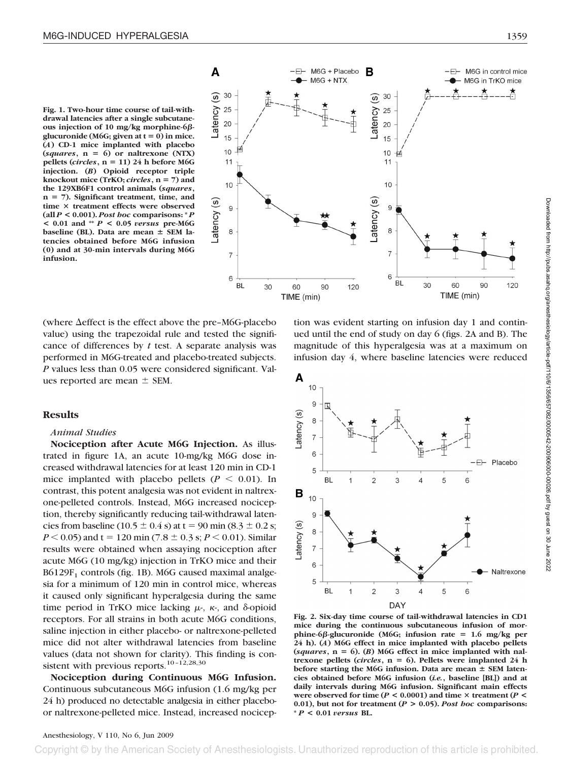Fig. 1. Two-hour time course of tail-withdrawal latencies after a single subcutaneous injection of 10 mg/kg morphine-6β-glucuronide (M6G; given at t = 0) in mice. (*A*) CD-1 mice implanted with placebo (*squares*, n = 6) or naltrexone (NTX) pellets (*circles*, n = 11) 24 h before M6G injection. (*B*) Opioid receptor triple knockout mice (TrKO; *circles*, n = 7) and the 129XB6F1 control animals (*squares*, n = 7). Significant treatment, time, and time × treatment effects were observed (all $P < 0.001$). *Post hoc* comparisons: * $P < 0.01$ and ** $P < 0.05$ *versus* pre-M6G baseline (BL). Data are mean ± SEM latencies obtained before M6G infusion (0) and at 30-min intervals during M6G infusion.

(where Δeffect is the effect above the pre–M6G-placebo value) using the trapezoidal rule and tested the significance of differences by *t* test. A separate analysis was performed in M6G-treated and placebo-treated subjects. *P* values less than 0.05 were considered significant. Values reported are mean ± SEM.

## Results

### *Animal Studies*

**Nociception after Acute M6G Injection.** As illustrated in figure 1A, an acute 10-mg/kg M6G dose increased withdrawal latencies for at least 120 min in CD-1 mice implanted with placebo pellets ($P < 0.01$). In contrast, this potent analgesia was not evident in naltrexone-pelleted controls. Instead, M6G increased nociception, thereby significantly reducing tail-withdrawal latencies from baseline (10.5 ± 0.4 s) at t = 90 min (8.3 ± 0.2 s; $P < 0.05$) and t = 120 min (7.8 ± 0.3 s; $P < 0.01$). Similar results were obtained when assaying nociception after acute M6G (10 mg/kg) injection in TrKO mice and their $B6129F_1$ controls (fig. 1B). M6G caused maximal analgesia for a minimum of 120 min in control mice, whereas it caused only significant hyperalgesia during the same time period in TrKO mice lacking μ-, κ-, and δ-opioid receptors. For all strains in both acute M6G conditions, saline injection in either placebo- or naltrexone-pelleted mice did not alter withdrawal latencies from baseline values (data not shown for clarity). This finding is consistent with previous reports.[10–12,28,30]

**Nociception during Continuous M6G Infusion.** Continuous subcutaneous M6G infusion (1.6 mg/kg per 24 h) produced no detectable analgesia in either placebo- or naltrexone-pelleted mice. Instead, increased nociception was evident starting on infusion day 1 and continued until the end of study on day 6 (figs. 2A and B). The magnitude of this hyperalgesia was at a maximum on infusion day 4, where baseline latencies were reduced

Fig. 2. Six-day time course of tail-withdrawal latencies in CD1 mice during the continuous subcutaneous infusion of morphine-6β-glucuronide (M6G; infusion rate = 1.6 mg/kg per 24 h). (*A*) M6G effect in mice implanted with placebo pellets (*squares*, n = 6). (*B*) M6G effect in mice implanted with naltrexone pellets (*circles*, n = 6). Pellets were implanted 24 h before starting the M6G infusion. Data are mean ± SEM latencies obtained before M6G infusion (*i.e.*, baseline [BL]) and at daily intervals during M6G infusion. Significant main effects were observed for time ($P < 0.0001$) and time × treatment ($P < 0.01$), but not for treatment ($P > 0.05$). *Post hoc* comparisons: * $P < 0.01$ *versus* BL.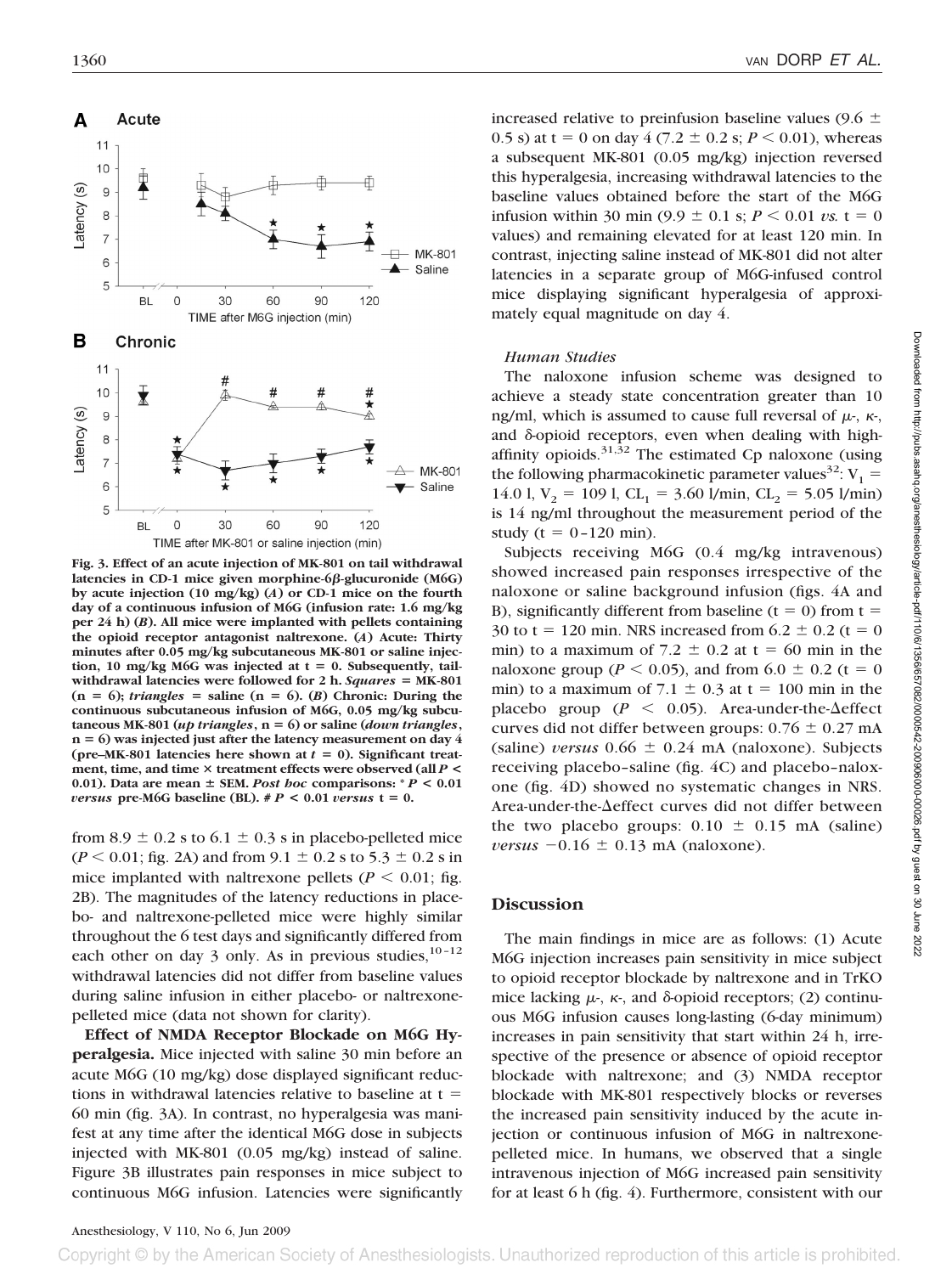Fig. 3. Effect of an acute injection of MK-801 on tail withdrawal latencies in CD-1 mice given morphine-6β-glucuronide (M6G) by acute injection (10 mg/kg) (*A*) or CD-1 mice on the fourth day of a continuous infusion of M6G (infusion rate: 1.6 mg/kg per 24 h) (*B*). All mice were implanted with pellets containing the opioid receptor antagonist naltrexone. (*A*) Acute: Thirty minutes after 0.05 mg/kg subcutaneous MK-801 or saline injection, 10 mg/kg M6G was injected at t = 0. Subsequently, tail-withdrawal latencies were followed for 2 h. *Squares* = MK-801 (n = 6); *triangles* = saline (n = 6). (*B*) Chronic: During the continuous subcutaneous infusion of M6G, 0.05 mg/kg subcutaneous MK-801 (*up triangles*, n = 6) or saline (*down triangles*, n = 6) was injected just after the latency measurement on day 4 (pre–MK-801 latencies here shown at *t* = 0). Significant treatment, time, and time × treatment effects were observed (all $P < 0.01$). Data are mean ± SEM. *Post hoc* comparisons: * $P < 0.01$ *versus* pre-M6G baseline (BL). # $P < 0.01$ *versus* t = 0.

from 8.9 ± 0.2 s to 6.1 ± 0.3 s in placebo-pelleted mice ($P < 0.01$; fig. 2A) and from 9.1 ± 0.2 s to 5.3 ± 0.2 s in mice implanted with naltrexone pellets ($P < 0.01$; fig. 2B). The magnitudes of the latency reductions in placebo- and naltrexone-pelleted mice were highly similar throughout the 6 test days and significantly differed from each other on day 3 only. As in previous studies,[10–12] withdrawal latencies did not differ from baseline values during saline infusion in either placebo- or naltrexone-pelleted mice (data not shown for clarity).

**Effect of NMDA Receptor Blockade on M6G Hyperalgesia.** Mice injected with saline 30 min before an acute M6G (10 mg/kg) dose displayed significant reductions in withdrawal latencies relative to baseline at t = 60 min (fig. 3A). In contrast, no hyperalgesia was manifest at any time after the identical M6G dose in subjects injected with MK-801 (0.05 mg/kg) instead of saline. Figure 3B illustrates pain responses in mice subject to continuous M6G infusion. Latencies were significantly increased relative to preinfusion baseline values (9.6 ± 0.5 s) at t = 0 on day 4 (7.2 ± 0.2 s; $P < 0.01$), whereas a subsequent MK-801 (0.05 mg/kg) injection reversed this hyperalgesia, increasing withdrawal latencies to the baseline values obtained before the start of the M6G infusion within 30 min (9.9 ± 0.1 s; $P < 0.01$ *vs.* t = 0 values) and remaining elevated for at least 120 min. In contrast, injecting saline instead of MK-801 did not alter latencies in a separate group of M6G-infused control mice displaying significant hyperalgesia of approximately equal magnitude on day 4.

### *Human Studies*

The naloxone infusion scheme was designed to achieve a steady state concentration greater than 10 ng/ml, which is assumed to cause full reversal of μ-, κ-, and δ-opioid receptors, even when dealing with high-affinity opioids.[31,32] The estimated Cp naloxone (using the following pharmacokinetic parameter values[32]: $V_1$ = 14.0 l, $V_2$ = 109 l, $CL_1$ = 3.60 l/min, $CL_2$ = 5.05 l/min) is 14 ng/ml throughout the measurement period of the study (t = 0–120 min).

Subjects receiving M6G (0.4 mg/kg intravenous) showed increased pain responses irrespective of the naloxone or saline background infusion (figs. 4A and B), significantly different from baseline (t = 0) from t = 30 to t = 120 min. NRS increased from 6.2 ± 0.2 (t = 0 min) to a maximum of 7.2 ± 0.2 at t = 60 min in the naloxone group ($P < 0.05$), and from 6.0 ± 0.2 (t = 0 min) to a maximum of 7.1 ± 0.3 at t = 100 min in the placebo group ($P < 0.05$). Area-under-the-Δeffect curves did not differ between groups: 0.76 ± 0.27 mA (saline) *versus* 0.66 ± 0.24 mA (naloxone). Subjects receiving placebo–saline (fig. 4C) and placebo–naloxone (fig. 4D) showed no systematic changes in NRS. Area-under-the-Δeffect curves did not differ between the two placebo groups: 0.10 ± 0.15 mA (saline) *versus* −0.16 ± 0.13 mA (naloxone).

## Discussion

The main findings in mice are as follows: (1) Acute M6G injection increases pain sensitivity in mice subject to opioid receptor blockade by naltrexone and in TrKO mice lacking μ-, κ-, and δ-opioid receptors; (2) continuous M6G infusion causes long-lasting (6-day minimum) increases in pain sensitivity that start within 24 h, irrespective of the presence or absence of opioid receptor blockade with naltrexone; and (3) NMDA receptor blockade with MK-801 respectively blocks or reverses the increased pain sensitivity induced by the acute injection or continuous infusion of M6G in naltrexone-pelleted mice. In humans, we observed that a single intravenous injection of M6G increased pain sensitivity for at least 6 h (fig. 4). Furthermore, consistent with our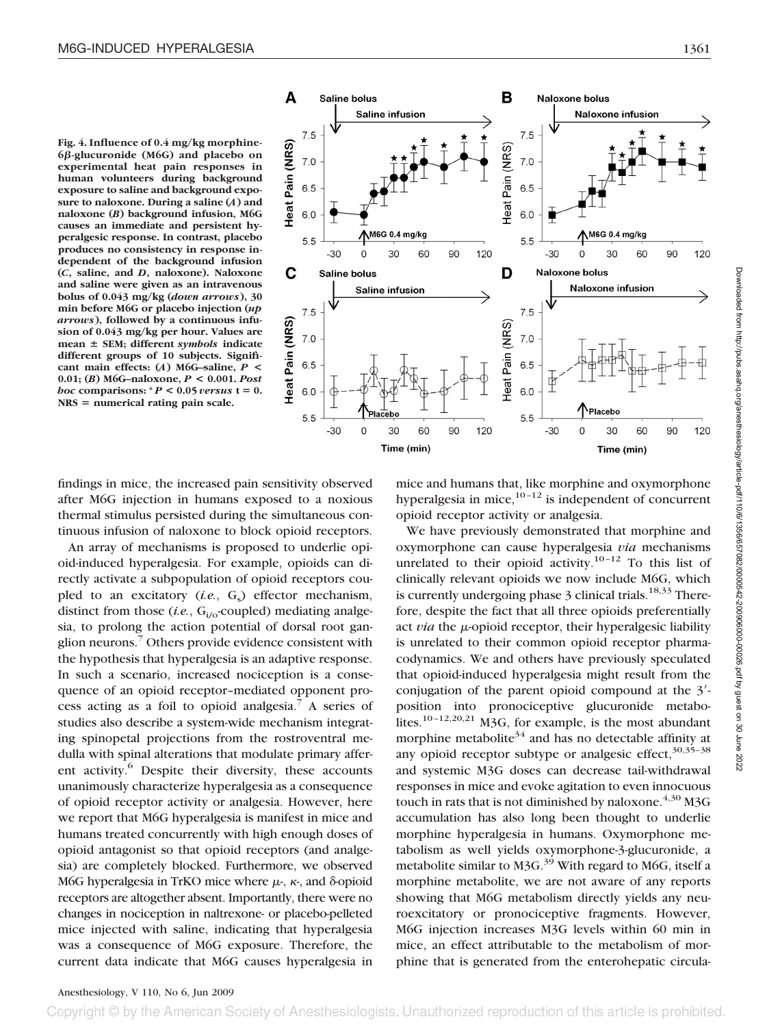**Fig. 4. Influence of 0.4 mg/kg morphine-6β-glucuronide (M6G) and placebo on experimental heat pain responses in human volunteers during background exposure to saline and background exposure to naloxone. During a saline (*A*) and naloxone (*B*) background infusion, M6G causes an immediate and persistent hyperalgesic response. In contrast, placebo produces no consistency in response independent of the background infusion (*C*, saline, and *D*, naloxone). Naloxone and saline were given as an intravenous bolus of 0.043 mg/kg (*down arrows*), 30 min before M6G or placebo injection (*up arrows*), followed by a continuous infusion of 0.043 mg/kg per hour. Values are mean ± SEM; different *symbols* indicate different groups of 10 subjects. Significant main effects: (*A*) M6G–saline, $P < 0.01$; (*B*) M6G–naloxone, $P < 0.001$. *Post hoc* comparisons: * $P < 0.05$ *versus* t = 0. NRS = numerical rating pain scale.**

findings in mice, the increased pain sensitivity observed after M6G injection in humans exposed to a noxious thermal stimulus persisted during the simultaneous continuous infusion of naloxone to block opioid receptors.

An array of mechanisms is proposed to underlie opioid-induced hyperalgesia. For example, opioids can directly activate a subpopulation of opioid receptors coupled to an excitatory (*i.e.*, $G_s$) effector mechanism, distinct from those (*i.e.*, $G_{i/o}$-coupled) mediating analgesia, to prolong the action potential of dorsal root ganglion neurons.[7] Others provide evidence consistent with the hypothesis that hyperalgesia is an adaptive response. In such a scenario, increased nociception is a consequence of an opioid receptor–mediated opponent process acting as a foil to opioid analgesia.[7] A series of studies also describe a system-wide mechanism integrating spinopetal projections from the rostroventral medulla with spinal alterations that modulate primary afferent activity.[6] Despite their diversity, these accounts unanimously characterize hyperalgesia as a consequence of opioid receptor activity or analgesia. However, here we report that M6G hyperalgesia is manifest in mice and humans treated concurrently with high enough doses of opioid antagonist so that opioid receptors (and analgesia) are completely blocked. Furthermore, we observed M6G hyperalgesia in TrKO mice where μ-, κ-, and δ-opioid receptors are altogether absent. Importantly, there were no changes in nociception in naltrexone- or placebo-pelleted mice injected with saline, indicating that hyperalgesia was a consequence of M6G exposure. Therefore, the current data indicate that M6G causes hyperalgesia in mice and humans that, like morphine and oxymorphone hyperalgesia in mice,[10–12] is independent of concurrent opioid receptor activity or analgesia.

We have previously demonstrated that morphine and oxymorphone can cause hyperalgesia *via* mechanisms unrelated to their opioid activity.[10–12] To this list of clinically relevant opioids we now include M6G, which is currently undergoing phase 3 clinical trials.[18,33] Therefore, despite the fact that all three opioids preferentially act *via* the μ-opioid receptor, their hyperalgesic liability is unrelated to their common opioid receptor pharmacodynamics. We and others have previously speculated that opioid-induced hyperalgesia might result from the conjugation of the parent opioid compound at the 3′-position into pronociceptive glucuronide metabolites.[10–12,20,21] M3G, for example, is the most abundant morphine metabolite[34] and has no detectable affinity at any opioid receptor subtype or analgesic effect,[30,35–38] and systemic M3G doses can decrease tail-withdrawal responses in mice and evoke agitation to even innocuous touch in rats that is not diminished by naloxone.[4,30] M3G accumulation has also long been thought to underlie morphine hyperalgesia in humans. Oxymorphone metabolism as well yields oxymorphone-3-glucuronide, a metabolite similar to M3G.[39] With regard to M6G, itself a morphine metabolite, we are not aware of any reports showing that M6G metabolism directly yields any neuroexcitatory or pronociceptive fragments. However, M6G injection increases M3G levels within 60 min in mice, an effect attributable to the metabolism of morphine that is generated from the enterohepatic circula-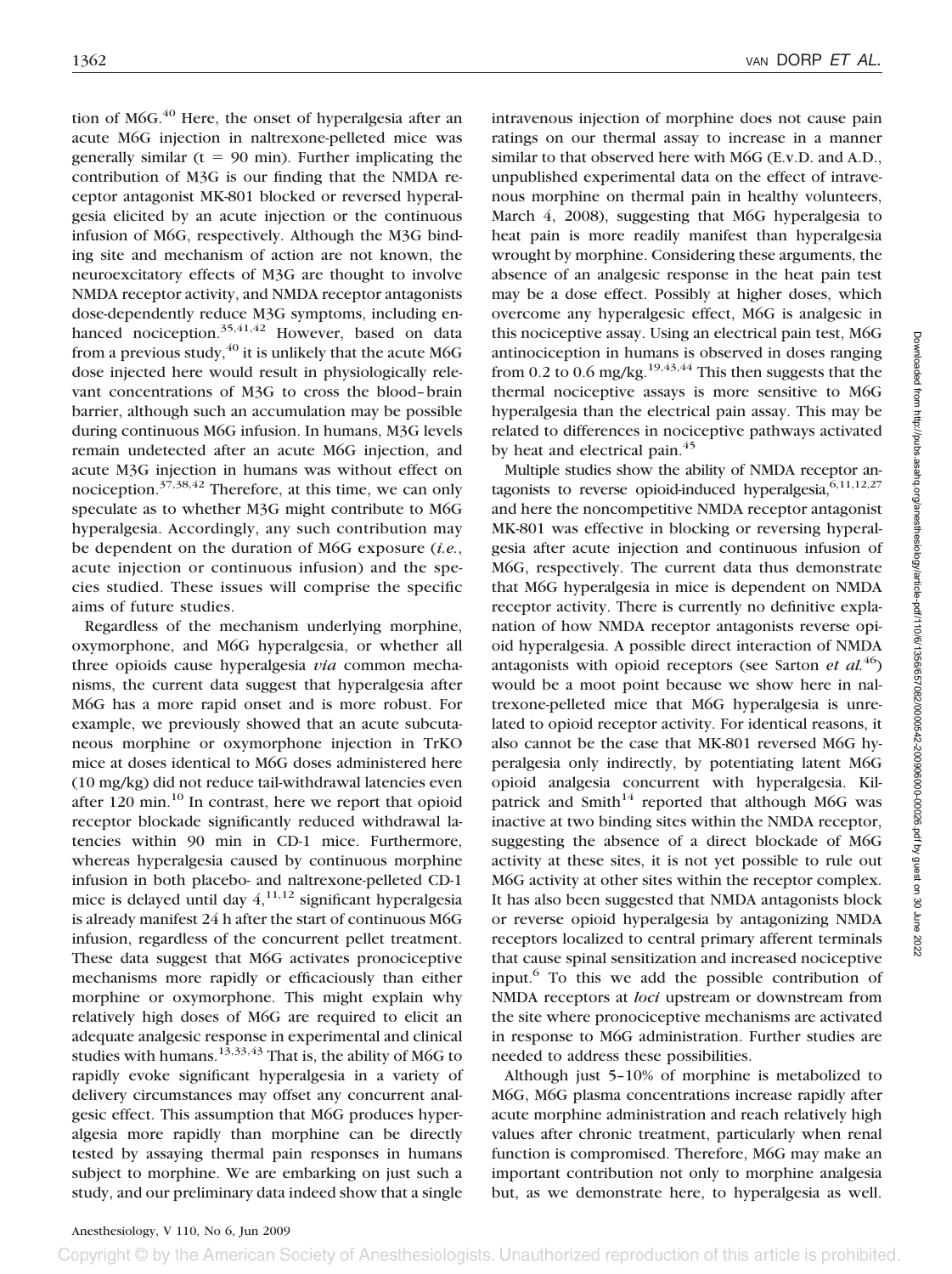tion of M6G.[40] Here, the onset of hyperalgesia after an acute M6G injection in naltrexone-pelleted mice was generally similar ($t = 90$ min). Further implicating the contribution of M3G is our finding that the NMDA receptor antagonist MK-801 blocked or reversed hyperalgesia elicited by an acute injection or the continuous infusion of M6G, respectively. Although the M3G binding site and mechanism of action are not known, the neuroexcitatory effects of M3G are thought to involve NMDA receptor activity, and NMDA receptor antagonists dose-dependently reduce M3G symptoms, including enhanced nociception.[35,41,42] However, based on data from a previous study,[40] it is unlikely that the acute M6G dose injected here would result in physiologically relevant concentrations of M3G to cross the blood–brain barrier, although such an accumulation may be possible during continuous M6G infusion. In humans, M3G levels remain undetected after an acute M6G injection, and acute M3G injection in humans was without effect on nociception.[37,38,42] Therefore, at this time, we can only speculate as to whether M3G might contribute to M6G hyperalgesia. Accordingly, any such contribution may be dependent on the duration of M6G exposure (*i.e.*, acute injection or continuous infusion) and the species studied. These issues will comprise the specific aims of future studies.

Regardless of the mechanism underlying morphine, oxymorphone, and M6G hyperalgesia, or whether all three opioids cause hyperalgesia *via* common mechanisms, the current data suggest that hyperalgesia after M6G has a more rapid onset and is more robust. For example, we previously showed that an acute subcutaneous morphine or oxymorphone injection in TrKO mice at doses identical to M6G doses administered here (10 mg/kg) did not reduce tail-withdrawal latencies even after 120 min.[10] In contrast, here we report that opioid receptor blockade significantly reduced withdrawal latencies within 90 min in CD-1 mice. Furthermore, whereas hyperalgesia caused by continuous morphine infusion in both placebo- and naltrexone-pelleted CD-1 mice is delayed until day 4,[11,12] significant hyperalgesia is already manifest 24 h after the start of continuous M6G infusion, regardless of the concurrent pellet treatment. These data suggest that M6G activates pronociceptive mechanisms more rapidly or efficaciously than either morphine or oxymorphone. This might explain why relatively high doses of M6G are required to elicit an adequate analgesic response in experimental and clinical studies with humans.[13,33,43] That is, the ability of M6G to rapidly evoke significant hyperalgesia in a variety of delivery circumstances may offset any concurrent analgesic effect. This assumption that M6G produces hyperalgesia more rapidly than morphine can be directly tested by assaying thermal pain responses in humans subject to morphine. We are embarking on just such a study, and our preliminary data indeed show that a single intravenous injection of morphine does not cause pain ratings on our thermal assay to increase in a manner similar to that observed here with M6G (E.v.D. and A.D., unpublished experimental data on the effect of intravenous morphine on thermal pain in healthy volunteers, March 4, 2008), suggesting that M6G hyperalgesia to heat pain is more readily manifest than hyperalgesia wrought by morphine. Considering these arguments, the absence of an analgesic response in the heat pain test may be a dose effect. Possibly at higher doses, which overcome any hyperalgesic effect, M6G is analgesic in this nociceptive assay. Using an electrical pain test, M6G antinociception in humans is observed in doses ranging from 0.2 to 0.6 mg/kg.[19,43,44] This then suggests that the thermal nociceptive assays is more sensitive to M6G hyperalgesia than the electrical pain assay. This may be related to differences in nociceptive pathways activated by heat and electrical pain.[45]

Multiple studies show the ability of NMDA receptor antagonists to reverse opioid-induced hyperalgesia,[6,11,12,27] and here the noncompetitive NMDA receptor antagonist MK-801 was effective in blocking or reversing hyperalgesia after acute injection and continuous infusion of M6G, respectively. The current data thus demonstrate that M6G hyperalgesia in mice is dependent on NMDA receptor activity. There is currently no definitive explanation of how NMDA receptor antagonists reverse opioid hyperalgesia. A possible direct interaction of NMDA antagonists with opioid receptors (see Sarton *et al.*[46]) would be a moot point because we show here in naltrexone-pelleted mice that M6G hyperalgesia is unrelated to opioid receptor activity. For identical reasons, it also cannot be the case that MK-801 reversed M6G hyperalgesia only indirectly, by potentiating latent M6G opioid analgesia concurrent with hyperalgesia. Kilpatrick and Smith[14] reported that although M6G was inactive at two binding sites within the NMDA receptor, suggesting the absence of a direct blockade of M6G activity at these sites, it is not yet possible to rule out M6G activity at other sites within the receptor complex. It has also been suggested that NMDA antagonists block or reverse opioid hyperalgesia by antagonizing NMDA receptors localized to central primary afferent terminals that cause spinal sensitization and increased nociceptive input.[6] To this we add the possible contribution of NMDA receptors at *loci* upstream or downstream from the site where pronociceptive mechanisms are activated in response to M6G administration. Further studies are needed to address these possibilities.

Although just 5–10% of morphine is metabolized to M6G, M6G plasma concentrations increase rapidly after acute morphine administration and reach relatively high values after chronic treatment, particularly when renal function is compromised. Therefore, M6G may make an important contribution not only to morphine analgesia but, as we demonstrate here, to hyperalgesia as well.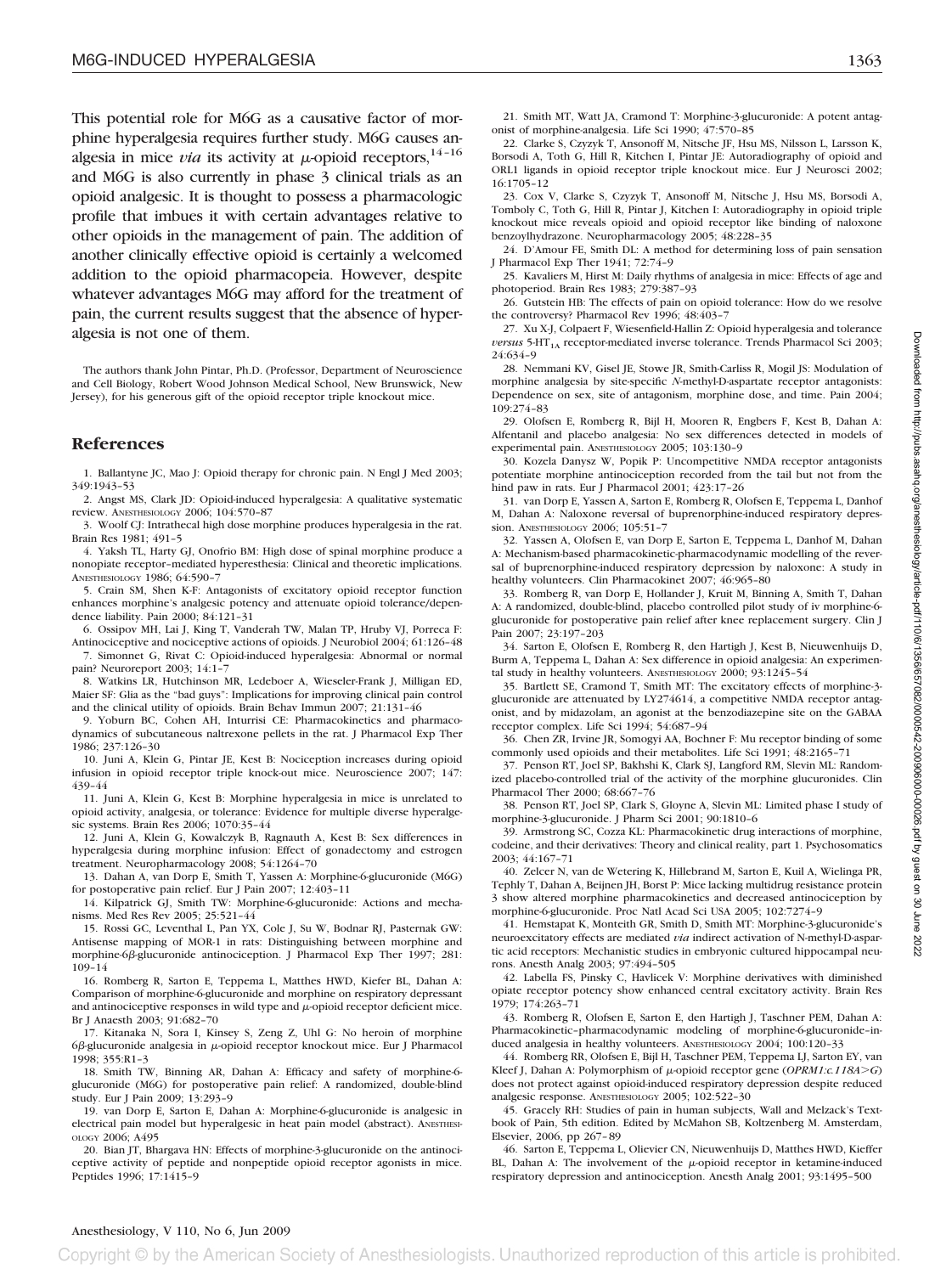This potential role for M6G as a causative factor of morphine hyperalgesia requires further study. M6G causes analgesia in mice *via* its activity at μ-opioid receptors,[14–16] and M6G is also currently in phase 3 clinical trials as an opioid analgesic. It is thought to possess a pharmacologic profile that imbues it with certain advantages relative to other opioids in the management of pain. The addition of another clinically effective opioid is certainly a welcomed addition to the opioid pharmacopeia. However, despite whatever advantages M6G may afford for the treatment of pain, the current results suggest that the absence of hyperalgesia is not one of them.

The authors thank John Pintar, Ph.D. (Professor, Department of Neuroscience and Cell Biology, Robert Wood Johnson Medical School, New Brunswick, New Jersey), for his generous gift of the opioid receptor triple knockout mice.

## References

1. Ballantyne JC, Mao J: Opioid therapy for chronic pain. N Engl J Med 2003; 349:1943–53
2. Angst MS, Clark JD: Opioid-induced hyperalgesia: A qualitative systematic review. ANESTHESIOLOGY 2006; 104:570–87
3. Woolf CJ: Intrathecal high dose morphine produces hyperalgesia in the rat. Brain Res 1981; 491–5
4. Yaksh TL, Harty GJ, Onofrio BM: High dose of spinal morphine produce a nonopiate receptor–mediated hyperesthesia: Clinical and theoretic implications. ANESTHESIOLOGY 1986; 64:590–7
5. Crain SM, Shen K-F: Antagonists of excitatory opioid receptor function enhances morphine's analgesic potency and attenuate opioid tolerance/dependence liability. Pain 2000; 84:121–31
6. Ossipov MH, Lai J, King T, Vanderah TW, Malan TP, Hruby VJ, Porreca F: Antinociceptive and nociceptive actions of opioids. J Neurobiol 2004; 61:126–48
7. Simonnet G, Rivat C: Opioid-induced hyperalgesia: Abnormal or normal pain? Neuroreport 2003; 14:1–7
8. Watkins LR, Hutchinson MR, Ledeboer A, Wieseler-Frank J, Milligan ED, Maier SF: Glia as the "bad guys": Implications for improving clinical pain control and the clinical utility of opioids. Brain Behav Immun 2007; 21:131–46
9. Yoburn BC, Cohen AH, Inturrisi CE: Pharmacokinetics and pharmacodynamics of subcutaneous naltrexone pellets in the rat. J Pharmacol Exp Ther 1986; 237:126–30
10. Juni A, Klein G, Pintar JE, Kest B: Nociception increases during opioid infusion in opioid receptor triple knock-out mice. Neuroscience 2007; 147: 439–44
11. Juni A, Klein G, Kest B: Morphine hyperalgesia in mice is unrelated to opioid activity, analgesia, or tolerance: Evidence for multiple diverse hyperalgesic systems. Brain Res 2006; 1070:35–44
12. Juni A, Klein G, Kowalczyk B, Ragnauth A, Kest B: Sex differences in hyperalgesia during morphine infusion: Effect of gonadectomy and estrogen treatment. Neuropharmacology 2008; 54:1264–70
13. Dahan A, van Dorp E, Smith T, Yassen A: Morphine-6-glucuronide (M6G) for postoperative pain relief. Eur J Pain 2007; 12:403–11
14. Kilpatrick GJ, Smith TW: Morphine-6-glucuronide: Actions and mechanisms. Med Res Rev 2005; 25:521–44
15. Rossi GC, Leventhal L, Pan YX, Cole J, Su W, Bodnar RJ, Pasternak GW: Antisense mapping of MOR-1 in rats: Distinguishing between morphine and morphine-6β-glucuronide antinociception. J Pharmacol Exp Ther 1997; 281: 109–14
16. Romberg R, Sarton E, Teppema L, Matthes HWD, Kiefer BL, Dahan A: Comparison of morphine-6-glucuronide and morphine on respiratory depressant and antinociceptive responses in wild type and μ-opioid receptor deficient mice. Br J Anaesth 2003; 91:682–70
17. Kitanaka N, Sora I, Kinsey S, Zeng Z, Uhl G: No heroin of morphine 6β-glucuronide analgesia in μ-opioid receptor knockout mice. Eur J Pharmacol 1998; 355:R1–3
18. Smith TW, Binning AR, Dahan A: Efficacy and safety of morphine-6-glucuronide (M6G) for postoperative pain relief: A randomized, double-blind study. Eur J Pain 2009; 13:293–9
19. van Dorp E, Sarton E, Dahan A: Morphine-6-glucuronide is analgesic in electrical pain model but hyperalgesic in heat pain model (abstract). ANESTHESIOLOGY 2006; A495
20. Bian JT, Bhargava HN: Effects of morphine-3-glucuronide on the antinociceptive activity of peptide and nonpeptide opioid receptor agonists in mice. Peptides 1996; 17:1415–9
21. Smith MT, Watt JA, Cramond T: Morphine-3-glucuronide: A potent antagonist of morphine-analgesia. Life Sci 1990; 47:570–85
22. Clarke S, Czyzyk T, Ansonoff M, Nitsche JF, Hsu MS, Nilsson L, Larsson K, Borsodi A, Toth G, Hill R, Kitchen I, Pintar JE: Autoradiography of opioid and ORL1 ligands in opioid receptor triple knockout mice. Eur J Neurosci 2002; 16:1705–12
23. Cox V, Clarke S, Czyzyk T, Ansonoff M, Nitsche J, Hsu MS, Borsodi A, Tomboly C, Toth G, Hill R, Pintar J, Kitchen I: Autoradiography in opioid triple knockout mice reveals opioid and opioid receptor like binding of naloxone benzoylhydrazone. Neuropharmacology 2005; 48:228–35
24. D'Amour FE, Smith DL: A method for determining loss of pain sensation J Pharmacol Exp Ther 1941; 72:74–9
25. Kavaliers M, Hirst M: Daily rhythms of analgesia in mice: Effects of age and photoperiod. Brain Res 1983; 279:387–93
26. Gutstein HB: The effects of pain on opioid tolerance: How do we resolve the controversy? Pharmacol Rev 1996; 48:403–7
27. Xu X-J, Colpaert F, Wiesenfield-Hallin Z: Opioid hyperalgesia and tolerance *versus* 5-HT$_{1A}$ receptor-mediated inverse tolerance. Trends Pharmacol Sci 2003; 24:634–9
28. Nemmani KV, Gisel JE, Stowe JR, Smith-Carliss R, Mogil JS: Modulation of morphine analgesia by site-specific *N*-methyl-D-aspartate receptor antagonists: Dependence on sex, site of antagonism, morphine dose, and time. Pain 2004; 109:274–83
29. Olofsen E, Romberg R, Bijl H, Mooren R, Engbers F, Kest B, Dahan A: Alfentanil and placebo analgesia: No sex differences detected in models of experimental pain. ANESTHESIOLOGY 2005; 103:130–9
30. Kozela Danysz W, Popik P: Uncompetitive NMDA receptor antagonists potentiate morphine antinociception recorded from the tail but not from the hind paw in rats. Eur J Pharmacol 2001; 423:17–26
31. van Dorp E, Yassen A, Sarton E, Romberg R, Olofsen E, Teppema L, Danhof M, Dahan A: Naloxone reversal of buprenorphine-induced respiratory depression. ANESTHESIOLOGY 2006; 105:51–7
32. Yassen A, Olofsen E, van Dorp E, Sarton E, Teppema L, Danhof M, Dahan A: Mechanism-based pharmacokinetic-pharmacodynamic modelling of the reversal of buprenorphine-induced respiratory depression by naloxone: A study in healthy volunteers. Clin Pharmacokinet 2007; 46:965–80
33. Romberg R, van Dorp E, Hollander J, Kruit M, Binning A, Smith T, Dahan A: A randomized, double-blind, placebo controlled pilot study of iv morphine-6-glucuronide for postoperative pain relief after knee replacement surgery. Clin J Pain 2007; 23:197–203
34. Sarton E, Olofsen E, Romberg R, den Hartigh J, Kest B, Nieuwenhuijs D, Burm A, Teppema L, Dahan A: Sex difference in opioid analgesia: An experimental study in healthy volunteers. ANESTHESIOLOGY 2000; 93:1245–54
35. Bartlett SE, Cramond T, Smith MT: The excitatory effects of morphine-3-glucuronide are attenuated by LY274614, a competitive NMDA receptor antagonist, and by midazolam, an agonist at the benzodiazepine site on the GABAA receptor complex. Life Sci 1994; 54:687–94
36. Chen ZR, Irvine JR, Somogyi AA, Bochner F: Mu receptor binding of some commonly used opioids and their metabolites. Life Sci 1991; 48:2165–71
37. Penson RT, Joel SP, Bakhshi K, Clark SJ, Langford RM, Slevin ML: Randomized placebo-controlled trial of the activity of the morphine glucuronides. Clin Pharmacol Ther 2000; 68:667–76
38. Penson RT, Joel SP, Clark S, Gloyne A, Slevin ML: Limited phase I study of morphine-3-glucuronide. J Pharm Sci 2001; 90:1810–6
39. Armstrong SC, Cozza KL: Pharmacokinetic drug interactions of morphine, codeine, and their derivatives: Theory and clinical reality, part 1. Psychosomatics 2003; 44:167–71
40. Zelcer N, van de Wetering K, Hillebrand M, Sarton E, Kuil A, Wielinga PR, Tephly T, Dahan A, Beijnen JH, Borst P: Mice lacking multidrug resistance protein 3 show altered morphine pharmacokinetics and decreased antinociception by morphine-6-glucuronide. Proc Natl Acad Sci USA 2005; 102:7274–9
41. Hemstapat K, Monteith GR, Smith D, Smith MT: Morphine-3-glucuronide's neuroexcitatory effects are mediated *via* indirect activation of N-methyl-D-aspartic acid receptors: Mechanistic studies in embryonic cultured hippocampal neurons. Anesth Analg 2003; 97:494–505
42. Labella FS, Pinsky C, Havlicek V: Morphine derivatives with diminished opiate receptor potency show enhanced central excitatory activity. Brain Res 1979; 174:263–71
43. Romberg R, Olofsen E, Sarton E, den Hartigh J, Taschner PEM, Dahan A: Pharmacokinetic–pharmacodynamic modeling of morphine-6-glucuronide–induced analgesia in healthy volunteers. ANESTHESIOLOGY 2004; 100:120–33
44. Romberg RR, Olofsen E, Bijl H, Taschner PEM, Teppema LJ, Sarton EY, van Kleef J, Dahan A: Polymorphism of μ-opioid receptor gene (*OPRM1:c.118A>G*) does not protect against opioid-induced respiratory depression despite reduced analgesic response. ANESTHESIOLOGY 2005; 102:522–30
45. Gracely RH: Studies of pain in human subjects, Wall and Melzack's Textbook of Pain, 5th edition. Edited by McMahon SB, Koltzenberg M. Amsterdam, Elsevier, 2006, pp 267–89
46. Sarton E, Teppema L, Olievier CN, Nieuwenhuijs D, Matthes HWD, Kieffer BL, Dahan A: The involvement of the μ-opioid receptor in ketamine-induced respiratory depression and antinociception. Anesth Analg 2001; 93:1495–500